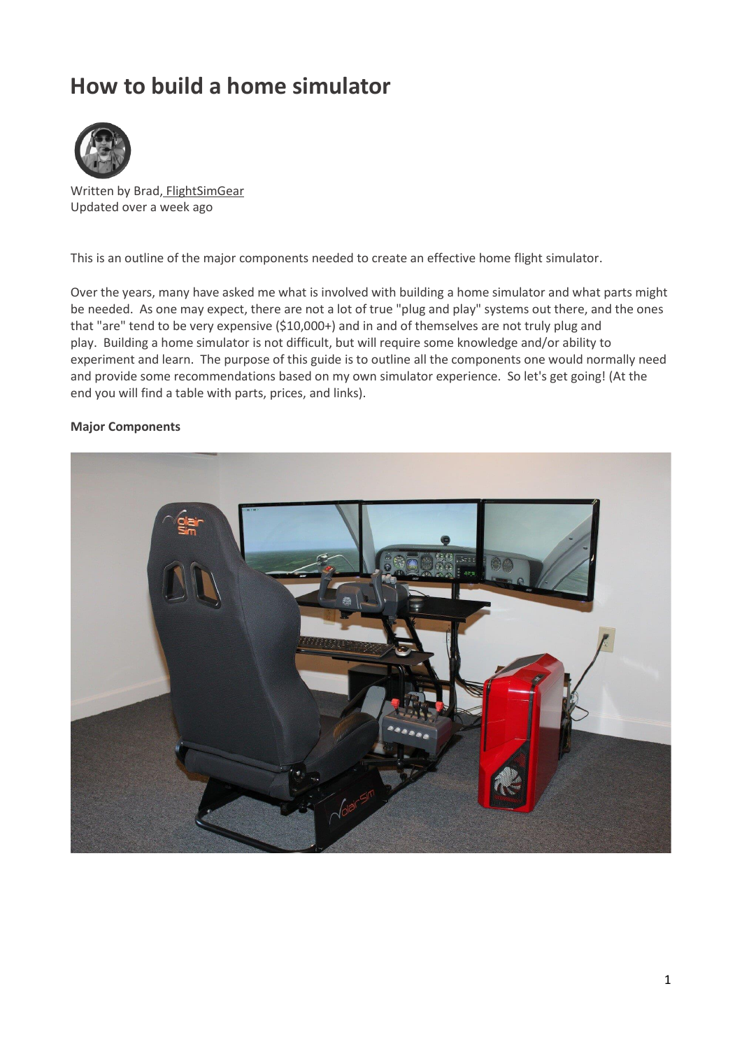# How to build a home simulator

Written by Brad, FlightSimGear
Updated over a week ago

This is an outline of the major components needed to create an effective home flight simulator.

Over the years, many have asked me what is involved with building a home simulator and what parts might be needed. As one may expect, there are not a lot of true "plug and play" systems out there, and the ones that "are" tend to be very expensive ($10,000+) and in and of themselves are not truly plug and play. Building a home simulator is not difficult, but will require some knowledge and/or ability to experiment and learn. The purpose of this guide is to outline all the components one would normally need and provide some recommendations based on my own simulator experience. So let's get going! (At the end you will find a table with parts, prices, and links).

**Major Components**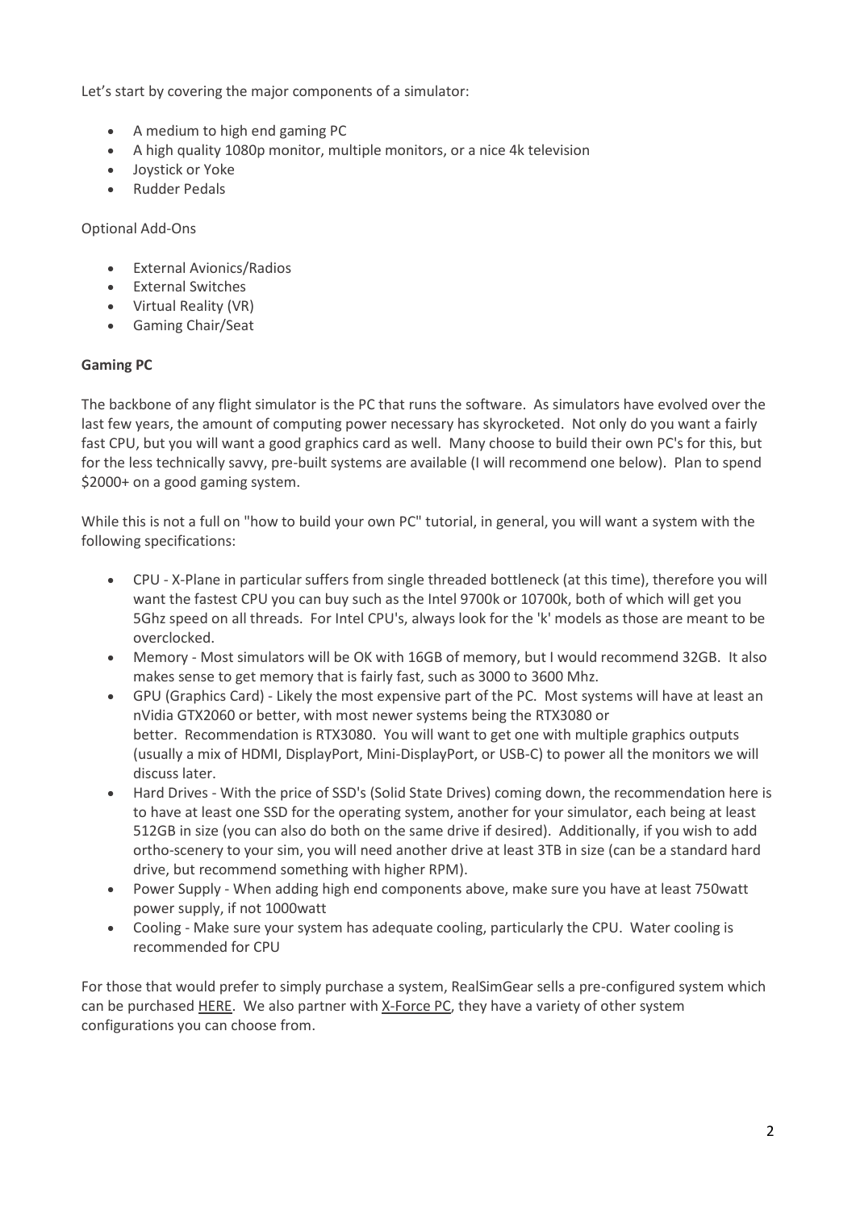Let's start by covering the major components of a simulator:

- A medium to high end gaming PC
- A high quality 1080p monitor, multiple monitors, or a nice 4k television
- Joystick or Yoke
- Rudder Pedals

Optional Add-Ons

- External Avionics/Radios
- External Switches
- Virtual Reality (VR)
- Gaming Chair/Seat

**Gaming PC**

The backbone of any flight simulator is the PC that runs the software. As simulators have evolved over the last few years, the amount of computing power necessary has skyrocketed. Not only do you want a fairly fast CPU, but you will want a good graphics card as well. Many choose to build their own PC's for this, but for the less technically savvy, pre-built systems are available (I will recommend one below). Plan to spend $2000+ on a good gaming system.

While this is not a full on "how to build your own PC" tutorial, in general, you will want a system with the following specifications:

- CPU - X-Plane in particular suffers from single threaded bottleneck (at this time), therefore you will want the fastest CPU you can buy such as the Intel 9700k or 10700k, both of which will get you 5Ghz speed on all threads. For Intel CPU's, always look for the 'k' models as those are meant to be overclocked.
- Memory - Most simulators will be OK with 16GB of memory, but I would recommend 32GB. It also makes sense to get memory that is fairly fast, such as 3000 to 3600 Mhz.
- GPU (Graphics Card) - Likely the most expensive part of the PC. Most systems will have at least an nVidia GTX2060 or better, with most newer systems being the RTX3080 or better. Recommendation is RTX3080. You will want to get one with multiple graphics outputs (usually a mix of HDMI, DisplayPort, Mini-DisplayPort, or USB-C) to power all the monitors we will discuss later.
- Hard Drives - With the price of SSD's (Solid State Drives) coming down, the recommendation here is to have at least one SSD for the operating system, another for your simulator, each being at least 512GB in size (you can also do both on the same drive if desired). Additionally, if you wish to add ortho-scenery to your sim, you will need another drive at least 3TB in size (can be a standard hard drive, but recommend something with higher RPM).
- Power Supply - When adding high end components above, make sure you have at least 750watt power supply, if not 1000watt
- Cooling - Make sure your system has adequate cooling, particularly the CPU. Water cooling is recommended for CPU

For those that would prefer to simply purchase a system, RealSimGear sells a pre-configured system which can be purchased HERE. We also partner with X-Force PC, they have a variety of other system configurations you can choose from.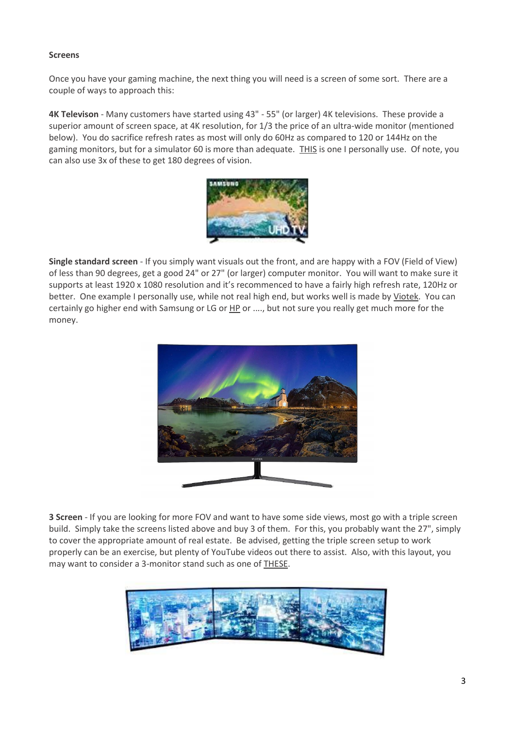**Screens**

Once you have your gaming machine, the next thing you will need is a screen of some sort. There are a couple of ways to approach this:

**4K Televison** - Many customers have started using 43" - 55" (or larger) 4K televisions. These provide a superior amount of screen space, at 4K resolution, for 1/3 the price of an ultra-wide monitor (mentioned below). You do sacrifice refresh rates as most will only do 60Hz as compared to 120 or 144Hz on the gaming monitors, but for a simulator 60 is more than adequate. THIS is one I personally use. Of note, you can also use 3x of these to get 180 degrees of vision.

**Single standard screen** - If you simply want visuals out the front, and are happy with a FOV (Field of View) of less than 90 degrees, get a good 24" or 27" (or larger) computer monitor. You will want to make sure it supports at least 1920 x 1080 resolution and it's recommenced to have a fairly high refresh rate, 120Hz or better. One example I personally use, while not real high end, but works well is made by Viotek. You can certainly go higher end with Samsung or LG or HP or ...., but not sure you really get much more for the money.

**3 Screen** - If you are looking for more FOV and want to have some side views, most go with a triple screen build. Simply take the screens listed above and buy 3 of them. For this, you probably want the 27", simply to cover the appropriate amount of real estate. Be advised, getting the triple screen setup to work properly can be an exercise, but plenty of YouTube videos out there to assist. Also, with this layout, you may want to consider a 3-monitor stand such as one of THESE.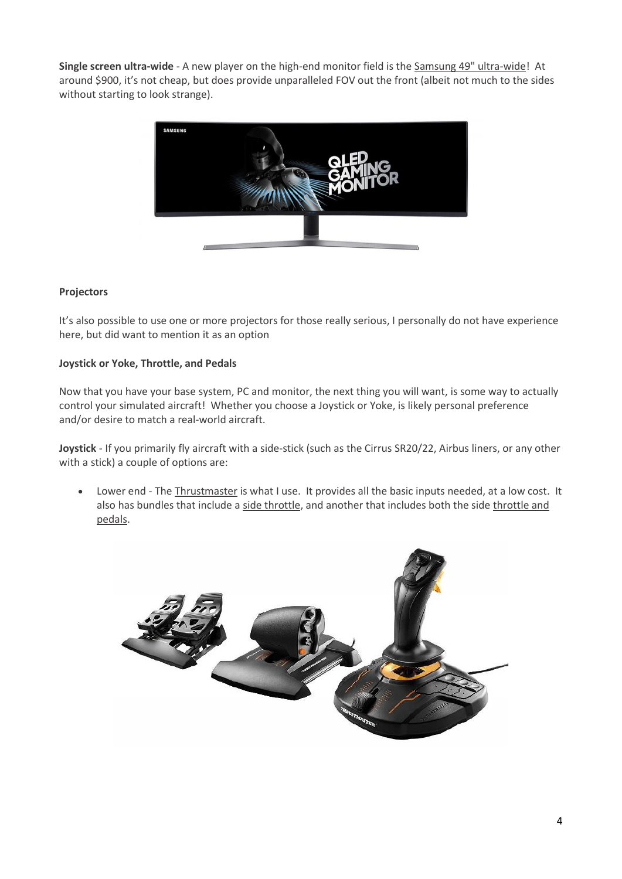**Single screen ultra-wide** - A new player on the high-end monitor field is the Samsung 49" ultra-wide! At around $900, it's not cheap, but does provide unparalleled FOV out the front (albeit not much to the sides without starting to look strange).

**Projectors**

It's also possible to use one or more projectors for those really serious, I personally do not have experience here, but did want to mention it as an option

**Joystick or Yoke, Throttle, and Pedals**

Now that you have your base system, PC and monitor, the next thing you will want, is some way to actually control your simulated aircraft! Whether you choose a Joystick or Yoke, is likely personal preference and/or desire to match a real-world aircraft.

**Joystick** - If you primarily fly aircraft with a side-stick (such as the Cirrus SR20/22, Airbus liners, or any other with a stick) a couple of options are:

- Lower end - The Thrustmaster is what I use. It provides all the basic inputs needed, at a low cost. It also has bundles that include a side throttle, and another that includes both the side throttle and pedals.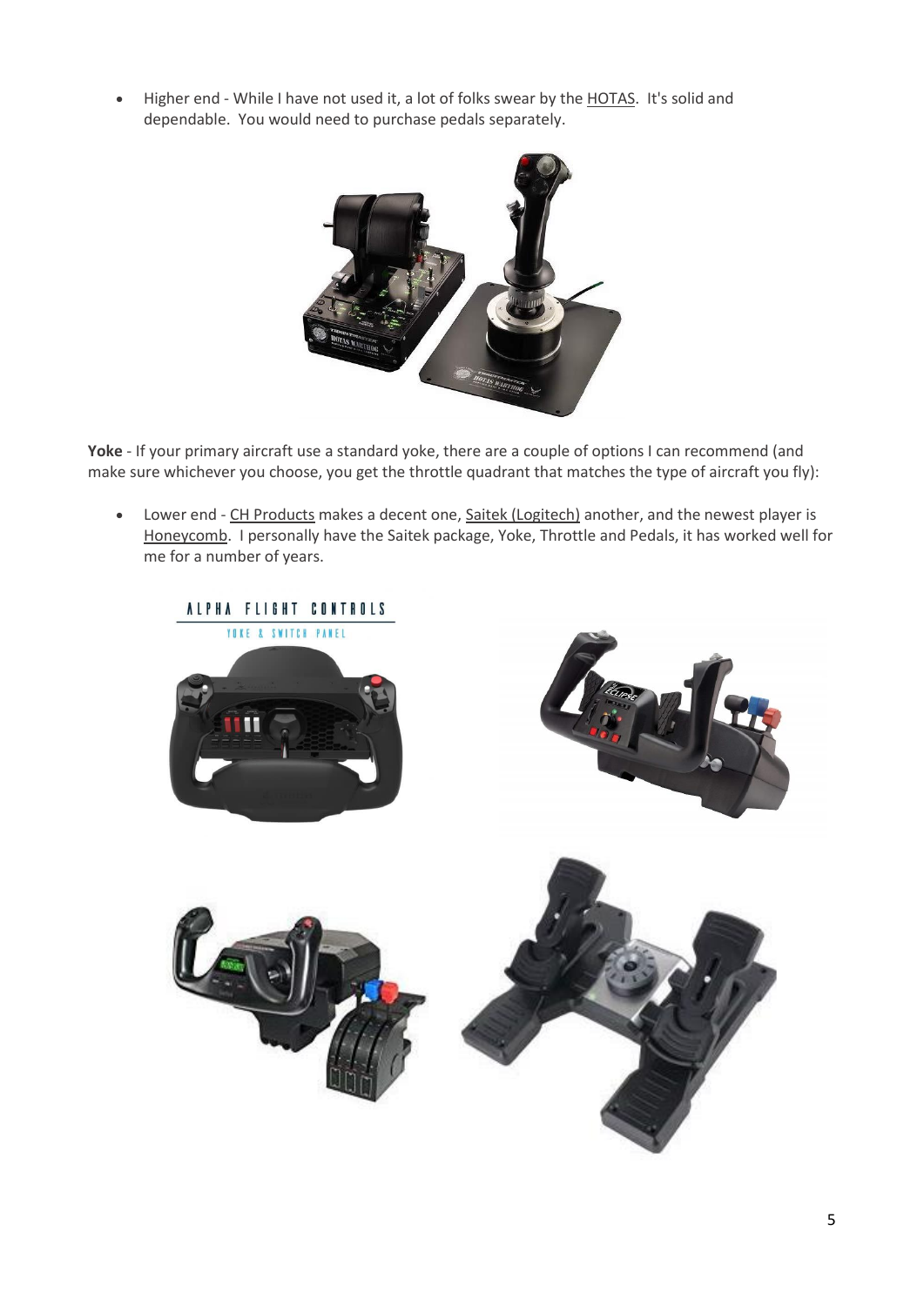- Higher end - While I have not used it, a lot of folks swear by the HOTAS. It's solid and dependable. You would need to purchase pedals separately.

**Yoke** - If your primary aircraft use a standard yoke, there are a couple of options I can recommend (and make sure whichever you choose, you get the throttle quadrant that matches the type of aircraft you fly):

- Lower end - CH Products makes a decent one, Saitek (Logitech) another, and the newest player is Honeycomb. I personally have the Saitek package, Yoke, Throttle and Pedals, it has worked well for me for a number of years.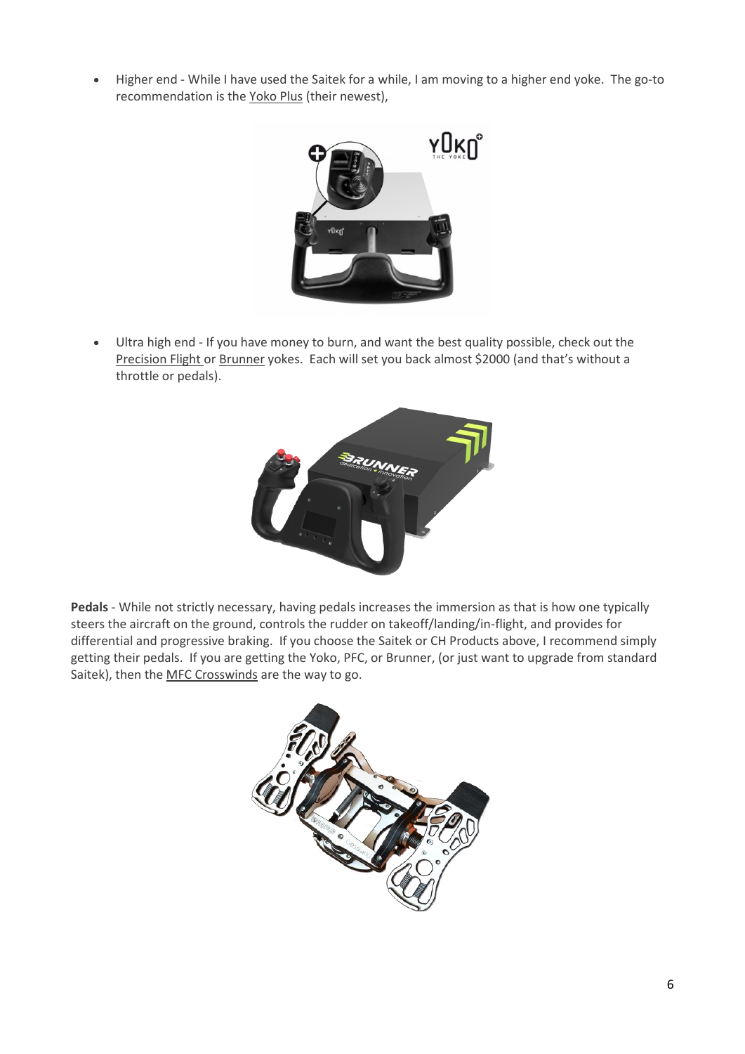- Higher end - While I have used the Saitek for a while, I am moving to a higher end yoke. The go-to recommendation is the Yoko Plus (their newest),

- Ultra high end - If you have money to burn, and want the best quality possible, check out the Precision Flight or Brunner yokes. Each will set you back almost $2000 (and that's without a throttle or pedals).

**Pedals** - While not strictly necessary, having pedals increases the immersion as that is how one typically steers the aircraft on the ground, controls the rudder on takeoff/landing/in-flight, and provides for differential and progressive braking. If you choose the Saitek or CH Products above, I recommend simply getting their pedals. If you are getting the Yoko, PFC, or Brunner, (or just want to upgrade from standard Saitek), then the MFC Crosswinds are the way to go.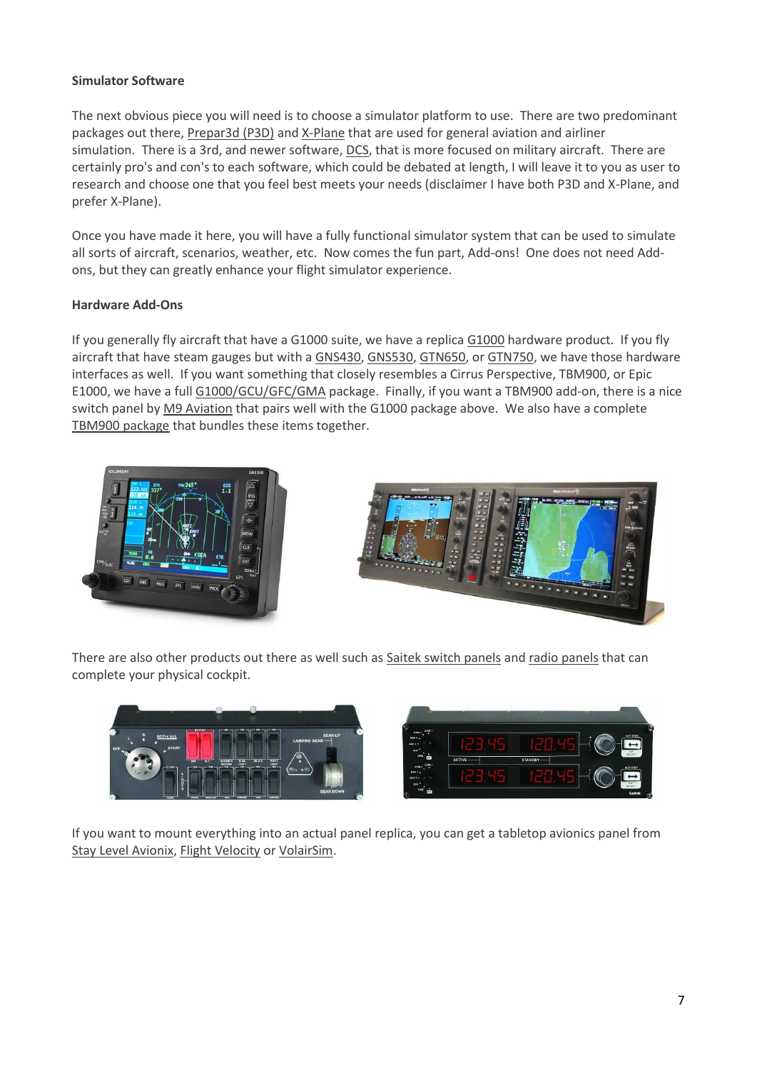**Simulator Software**

The next obvious piece you will need is to choose a simulator platform to use. There are two predominant packages out there, Prepar3d (P3D) and X-Plane that are used for general aviation and airliner simulation. There is a 3rd, and newer software, DCS, that is more focused on military aircraft. There are certainly pro's and con's to each software, which could be debated at length, I will leave it to you as user to research and choose one that you feel best meets your needs (disclaimer I have both P3D and X-Plane, and prefer X-Plane).

Once you have made it here, you will have a fully functional simulator system that can be used to simulate all sorts of aircraft, scenarios, weather, etc. Now comes the fun part, Add-ons! One does not need Add-ons, but they can greatly enhance your flight simulator experience.

**Hardware Add-Ons**

If you generally fly aircraft that have a G1000 suite, we have a replica G1000 hardware product. If you fly aircraft that have steam gauges but with a GNS430, GNS530, GTN650, or GTN750, we have those hardware interfaces as well. If you want something that closely resembles a Cirrus Perspective, TBM900, or Epic E1000, we have a full G1000/GCU/GFC/GMA package. Finally, if you want a TBM900 add-on, there is a nice switch panel by M9 Aviation that pairs well with the G1000 package above. We also have a complete TBM900 package that bundles these items together.

There are also other products out there as well such as Saitek switch panels and radio panels that can complete your physical cockpit.

If you want to mount everything into an actual panel replica, you can get a tabletop avionics panel from Stay Level Avionix, Flight Velocity or VolairSim.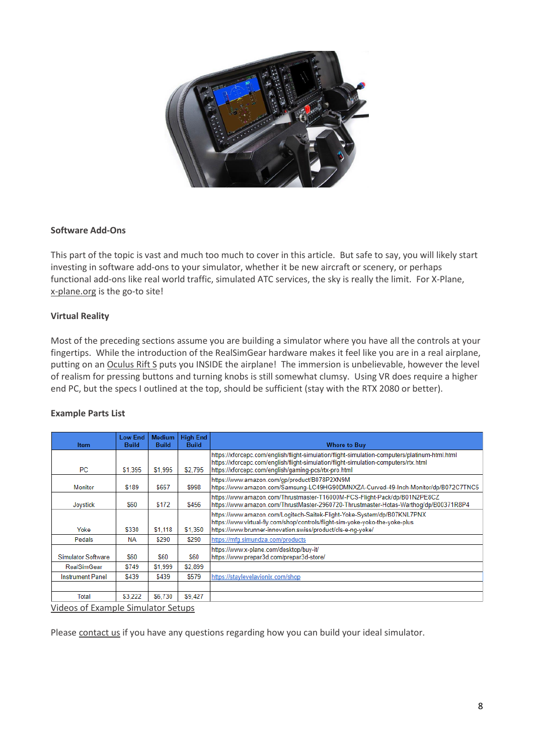**Software Add-Ons**

This part of the topic is vast and much too much to cover in this article. But safe to say, you will likely start investing in software add-ons to your simulator, whether it be new aircraft or scenery, or perhaps functional add-ons like real world traffic, simulated ATC services, the sky is really the limit. For X-Plane, x-plane.org is the go-to site!

**Virtual Reality**

Most of the preceding sections assume you are building a simulator where you have all the controls at your fingertips. While the introduction of the RealSimGear hardware makes it feel like you are in a real airplane, putting on an Oculus Rift S puts you INSIDE the airplane! The immersion is unbelievable, however the level of realism for pressing buttons and turning knobs is still somewhat clumsy. Using VR does require a higher end PC, but the specs I outlined at the top, should be sufficient (stay with the RTX 2080 or better).

**Example Parts List**

| Item | Low End Build | Medium Build | High End Build | Where to Buy |
|---|---|---|---|---|
| PC | $1,395 | $1,995 | $2,795 | https://xforcepc.com/english/flight-simulation/flight-simulation-computers/platinum-html.html<br>https://xforcepc.com/english/flight-simulation/flight-simulation-computers/rtx.html<br>https://xforcepc.com/english/gaming-pcs/rtx-pro.html |
| Monitor | $189 | $657 | $998 | https://www.amazon.com/gp/product/B078P2XN9M<br>https://www.amazon.com/Samsung-LC49HG90DMNXZA-Curved-49-Inch-Monitor/dp/B072C7TNC5 |
| Joystick | $60 | $172 | $456 | https://www.amazon.com/Thrustmaster-T16000M-FCS-Flight-Pack/dp/B01N2PE8CZ<br>https://www.amazon.com/ThrustMaster-2960720-Thrustmaster-Hotas-Warthog/dp/B00371R8P4 |
| Yoke | $330 | $1,118 | $1,350 | https://www.amazon.com/Logitech-Saitek-Flight-Yoke-System/dp/B07KNL7PNX<br>https://www.virtual-fly.com/shop/controls/flight-sim-yoke-yoko-the-yoke-plus<br>https://www.brunner-innovation.swiss/product/cls-e-ng-yoke/ |
| Pedals | NA | $290 | $290 | https://mfg.simundza.com/products |
| Simulator Software | $60 | $60 | $60 | https://www.x-plane.com/desktop/buy-it/<br>https://www.prepar3d.com/prepar3d-store/ |
| RealSimGear | $749 | $1,999 | $2,899 | |
| Instrument Panel | $439 | $439 | $579 | https://staylevelavionix.com/shop |
| | | | | |
| Total | $3,222 | $6,730 | $9,427 | |

Videos of Example Simulator Setups

Please contact us if you have any questions regarding how you can build your ideal simulator.